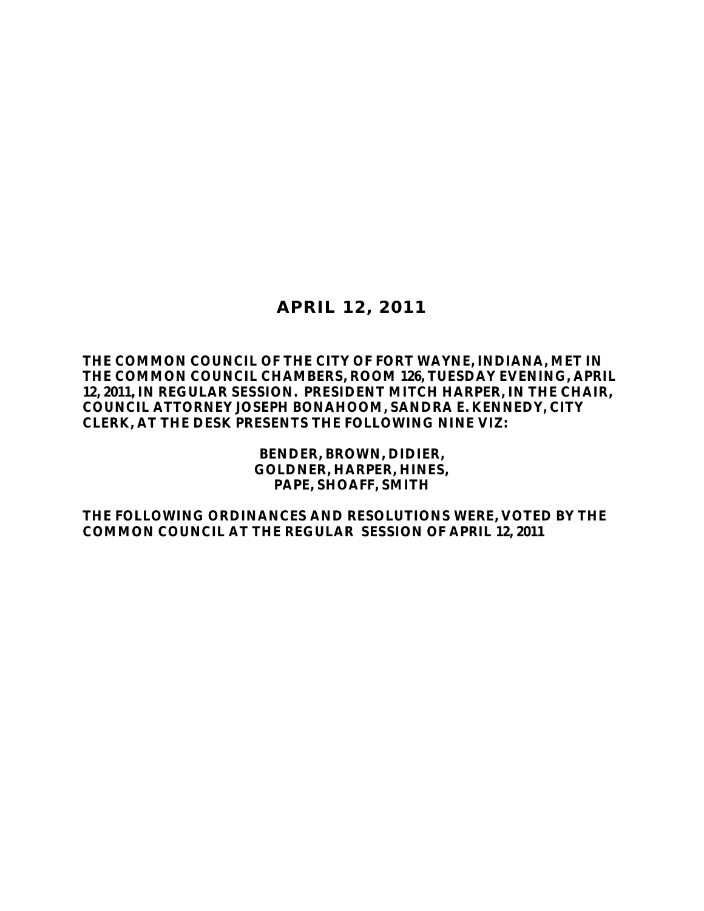# APRIL 12, 2011

**THE COMMON COUNCIL OF THE CITY OF FORT WAYNE, INDIANA, MET IN THE COMMON COUNCIL CHAMBERS, ROOM 126, TUESDAY EVENING, APRIL 12, 2011, IN REGULAR SESSION. PRESIDENT MITCH HARPER, IN THE CHAIR, COUNCIL ATTORNEY JOSEPH BONAHOOM, SANDRA E. KENNEDY, CITY CLERK, AT THE DESK PRESENTS THE FOLLOWING NINE VIZ:**

**BENDER, BROWN, DIDIER,**
**GOLDNER, HARPER, HINES,**
**PAPE, SHOAFF, SMITH**

**THE FOLLOWING ORDINANCES AND RESOLUTIONS WERE, VOTED BY THE COMMON COUNCIL AT THE REGULAR SESSION OF APRIL 12, 2011**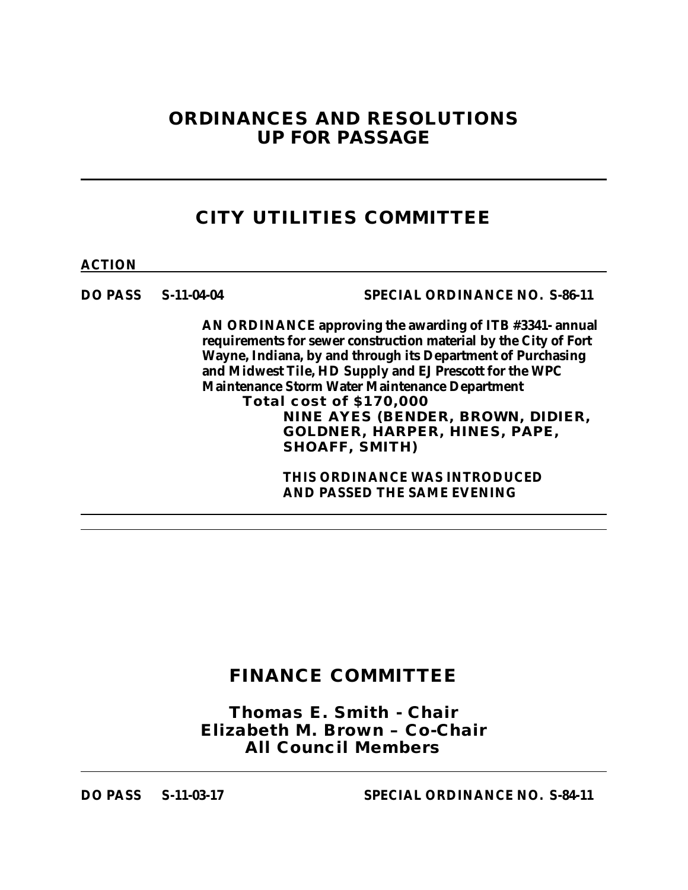# ORDINANCES AND RESOLUTIONS UP FOR PASSAGE

---

## CITY UTILITIES COMMITTEE

**ACTION**

---

**DO PASS S-11-04-04 SPECIAL ORDINANCE NO. S-86-11**

**AN ORDINANCE approving the awarding of ITB #3341- annual requirements for sewer construction material by the City of Fort Wayne, Indiana, by and through its Department of Purchasing and Midwest Tile, HD Supply and EJ Prescott for the WPC Maintenance Storm Water Maintenance Department**

**Total cost of $170,000**

**NINE AYES (BENDER, BROWN, DIDIER, GOLDNER, HARPER, HINES, PAPE, SHOAFF, SMITH)**

**THIS ORDINANCE WAS INTRODUCED AND PASSED THE SAME EVENING**

---

## FINANCE COMMITTEE

**Thomas E. Smith - Chair**
**Elizabeth M. Brown – Co-Chair**
**All Council Members**

---

**DO PASS S-11-03-17 SPECIAL ORDINANCE NO. S-84-11**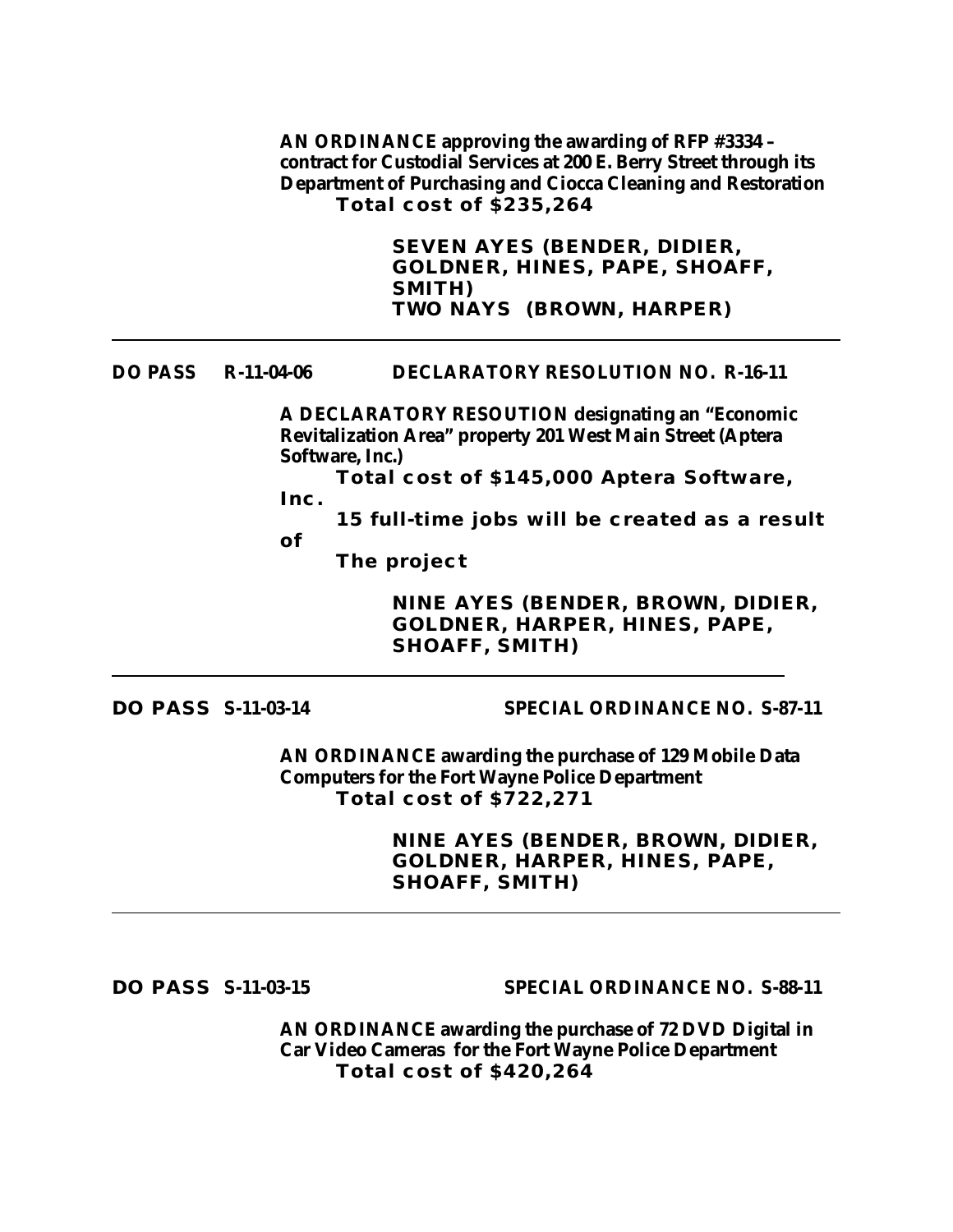**AN ORDINANCE** approving the awarding of RFP #3334 – contract for Custodial Services at 200 E. Berry Street through its Department of Purchasing and Ciocca Cleaning and Restoration
**Total cost of $235,264**

**SEVEN AYES (BENDER, DIDIER, GOLDNER, HINES, PAPE, SHOAFF, SMITH)**
**TWO NAYS (BROWN, HARPER)**

---

**DO PASS R-11-04-06 DECLARATORY RESOLUTION NO. R-16-11**

**A DECLARATORY RESOUTION designating an "Economic Revitalization Area" property 201 West Main Street (Aptera Software, Inc.)**
**Total cost of $145,000 Aptera Software, Inc.**
**15 full-time jobs will be created as a result of The project**

**NINE AYES (BENDER, BROWN, DIDIER, GOLDNER, HARPER, HINES, PAPE, SHOAFF, SMITH)**

---

**DO PASS S-11-03-14 SPECIAL ORDINANCE NO. S-87-11**

**AN ORDINANCE awarding the purchase of 129 Mobile Data Computers for the Fort Wayne Police Department**
**Total cost of $722,271**

**NINE AYES (BENDER, BROWN, DIDIER, GOLDNER, HARPER, HINES, PAPE, SHOAFF, SMITH)**

---

**DO PASS S-11-03-15 SPECIAL ORDINANCE NO. S-88-11**

**AN ORDINANCE awarding the purchase of 72 DVD Digital in Car Video Cameras for the Fort Wayne Police Department**
**Total cost of $420,264**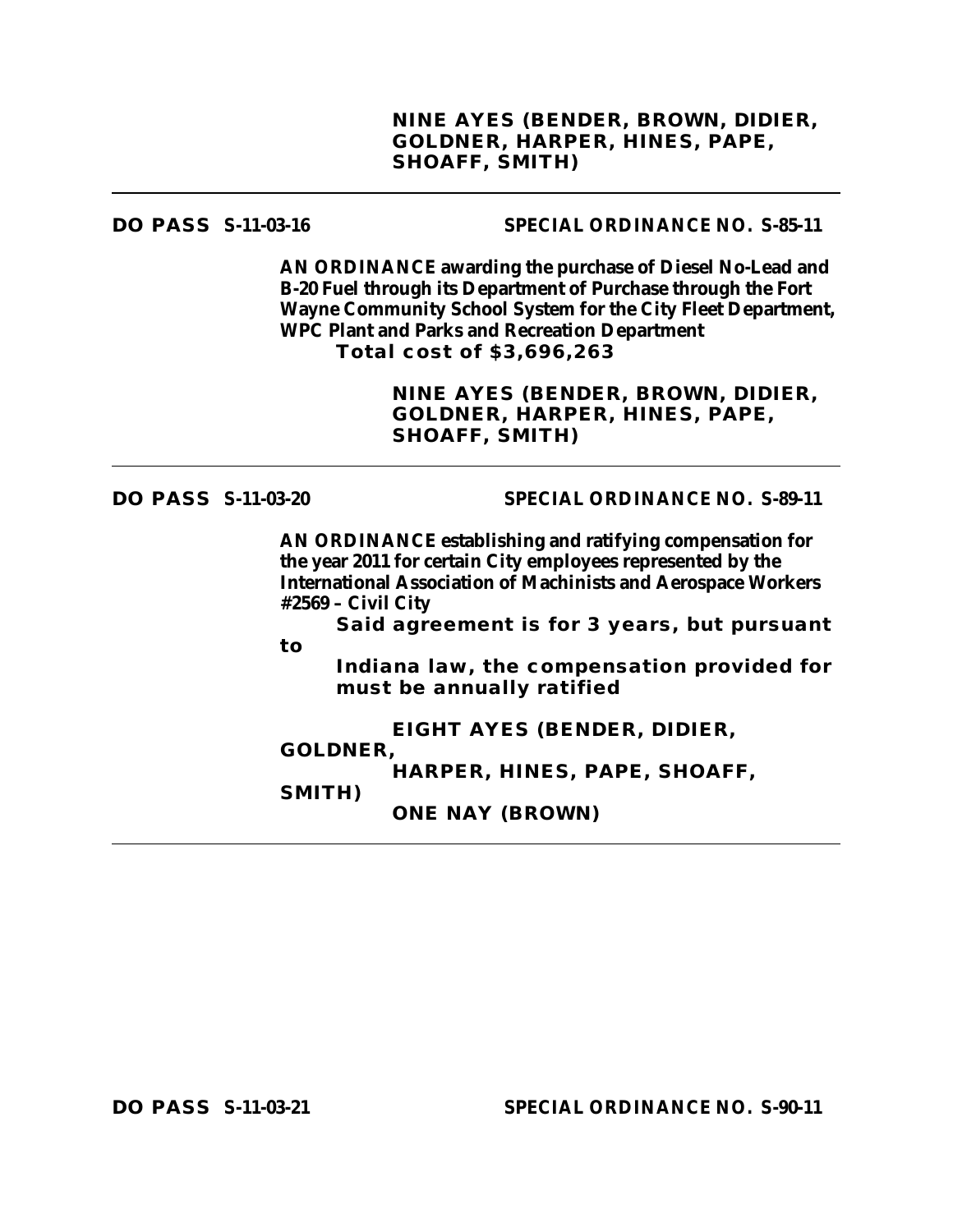**NINE AYES (BENDER, BROWN, DIDIER, GOLDNER, HARPER, HINES, PAPE, SHOAFF, SMITH)**

---

**DO PASS S-11-03-16** **SPECIAL ORDINANCE NO. S-85-11**

**AN ORDINANCE awarding the purchase of Diesel No-Lead and B-20 Fuel through its Department of Purchase through the Fort Wayne Community School System for the City Fleet Department, WPC Plant and Parks and Recreation Department**
**Total cost of $3,696,263**

**NINE AYES (BENDER, BROWN, DIDIER, GOLDNER, HARPER, HINES, PAPE, SHOAFF, SMITH)**

---

**DO PASS S-11-03-20** **SPECIAL ORDINANCE NO. S-89-11**

**AN ORDINANCE establishing and ratifying compensation for the year 2011 for certain City employees represented by the International Association of Machinists and Aerospace Workers #2569 – Civil City**
**Said agreement is for 3 years, but pursuant to Indiana law, the compensation provided for must be annually ratified**

**EIGHT AYES (BENDER, DIDIER, GOLDNER, HARPER, HINES, PAPE, SHOAFF, SMITH)**
**ONE NAY (BROWN)**

---

**DO PASS S-11-03-21** **SPECIAL ORDINANCE NO. S-90-11**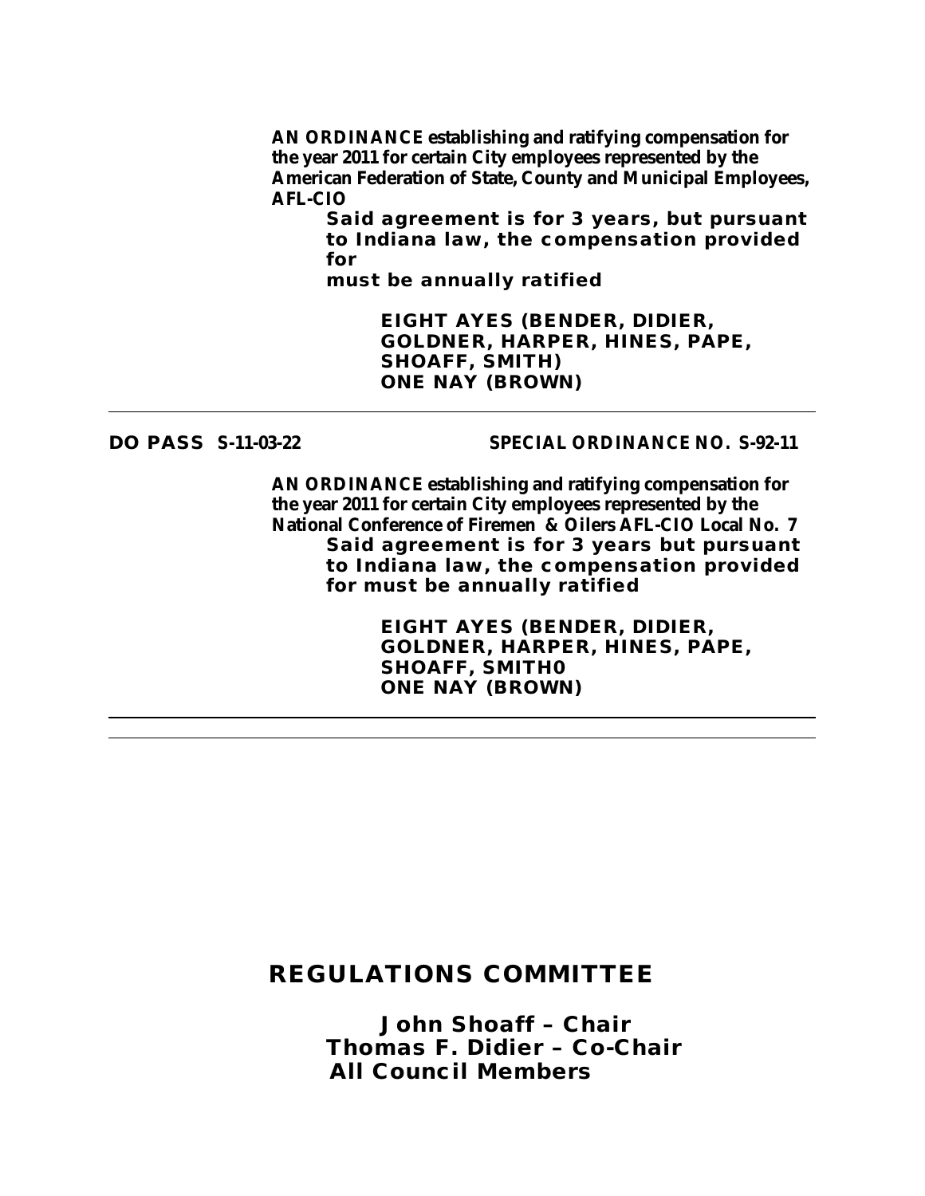**AN ORDINANCE establishing and ratifying compensation for the year 2011 for certain City employees represented by the American Federation of State, County and Municipal Employees, AFL-CIO**

**Said agreement is for 3 years, but pursuant to Indiana law, the compensation provided for must be annually ratified**

**EIGHT AYES (BENDER, DIDIER, GOLDNER, HARPER, HINES, PAPE, SHOAFF, SMITH)**
**ONE NAY (BROWN)**

---

**DO PASS S-11-03-22** **SPECIAL ORDINANCE NO. S-92-11**

**AN ORDINANCE establishing and ratifying compensation for the year 2011 for certain City employees represented by the National Conference of Firemen & Oilers AFL-CIO Local No. 7**

**Said agreement is for 3 years but pursuant to Indiana law, the compensation provided for must be annually ratified**

**EIGHT AYES (BENDER, DIDIER, GOLDNER, HARPER, HINES, PAPE, SHOAFF, SMITH0**
**ONE NAY (BROWN)**

---

## REGULATIONS COMMITTEE

**John Shoaff – Chair**
**Thomas F. Didier – Co-Chair**
**All Council Members**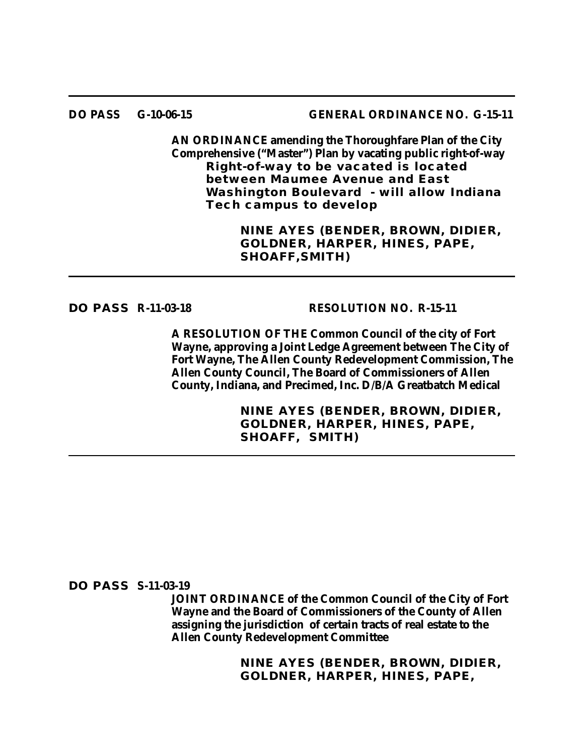---

**DO PASS G-10-06-15** **GENERAL ORDINANCE NO. G-15-11**

**AN ORDINANCE amending the Thoroughfare Plan of the City Comprehensive ("Master") Plan by vacating public right-of-way**
**Right-of-way to be vacated is located between Maumee Avenue and East Washington Boulevard - will allow Indiana Tech campus to develop**

**NINE AYES (BENDER, BROWN, DIDIER, GOLDNER, HARPER, HINES, PAPE, SHOAFF,SMITH)**

---

**DO PASS R-11-03-18** **RESOLUTION NO. R-15-11**

**A RESOLUTION OF THE Common Council of the city of Fort Wayne, approving a Joint Ledge Agreement between The City of Fort Wayne, The Allen County Redevelopment Commission, The Allen County Council, The Board of Commissioners of Allen County, Indiana, and Precimed, Inc. D/B/A Greatbatch Medical**

**NINE AYES (BENDER, BROWN, DIDIER, GOLDNER, HARPER, HINES, PAPE, SHOAFF, SMITH)**

---

**DO PASS S-11-03-19**

**JOINT ORDINANCE of the Common Council of the City of Fort Wayne and the Board of Commissioners of the County of Allen assigning the jurisdiction of certain tracts of real estate to the Allen County Redevelopment Committee**

**NINE AYES (BENDER, BROWN, DIDIER, GOLDNER, HARPER, HINES, PAPE,**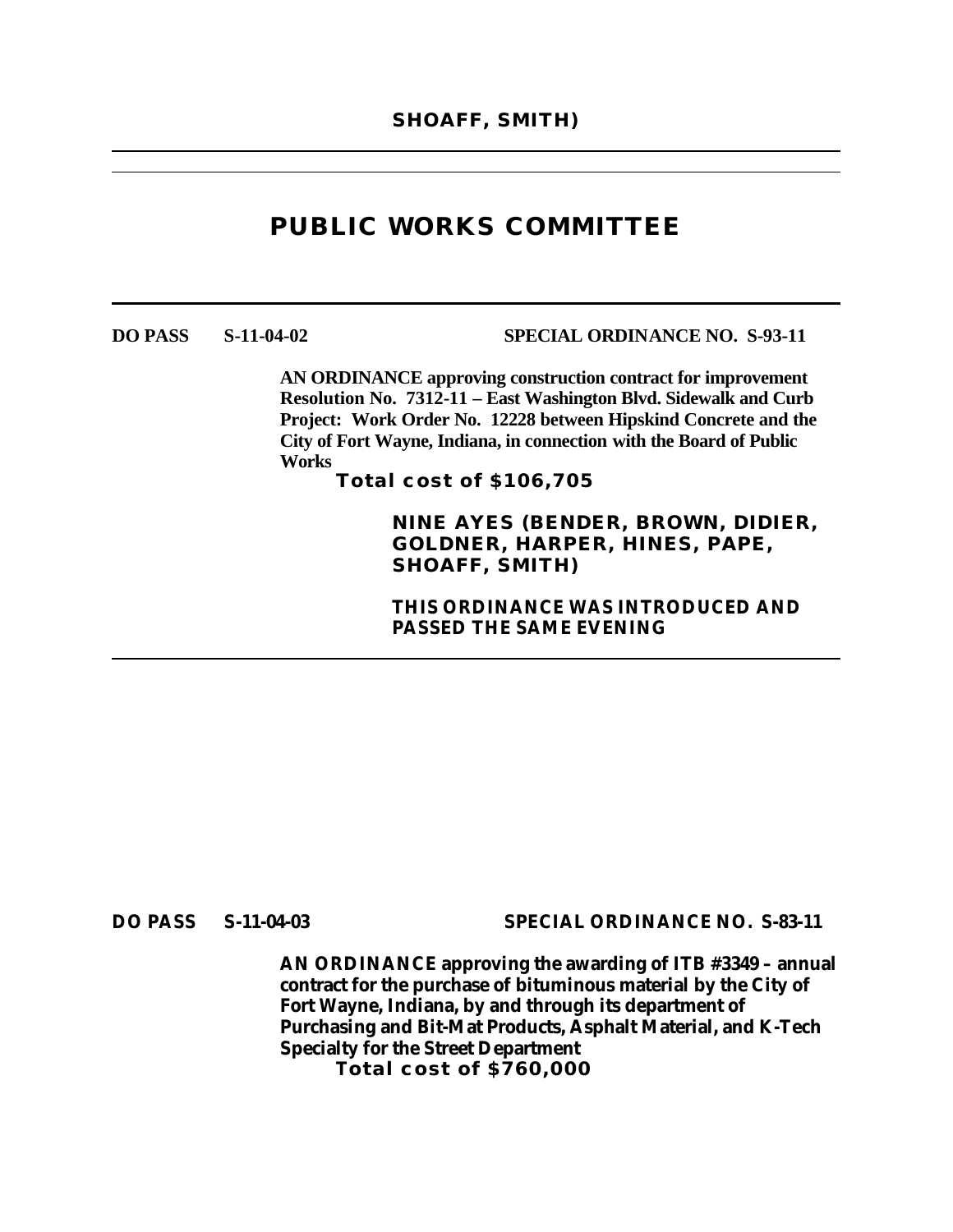**SHOAFF, SMITH)**

---

# PUBLIC WORKS COMMITTEE

---

**DO PASS S-11-04-02 SPECIAL ORDINANCE NO. S-93-11**

**AN ORDINANCE approving construction contract for improvement Resolution No. 7312-11 – East Washington Blvd. Sidewalk and Curb Project: Work Order No. 12228 between Hipskind Concrete and the City of Fort Wayne, Indiana, in connection with the Board of Public Works**

**Total cost of $106,705**

**NINE AYES (BENDER, BROWN, DIDIER, GOLDNER, HARPER, HINES, PAPE, SHOAFF, SMITH)**

**THIS ORDINANCE WAS INTRODUCED AND PASSED THE SAME EVENING**

---

**DO PASS S-11-04-03 SPECIAL ORDINANCE NO. S-83-11**

**AN ORDINANCE approving the awarding of ITB #3349 – annual contract for the purchase of bituminous material by the City of Fort Wayne, Indiana, by and through its department of Purchasing and Bit-Mat Products, Asphalt Material, and K-Tech Specialty for the Street Department**

**Total cost of $760,000**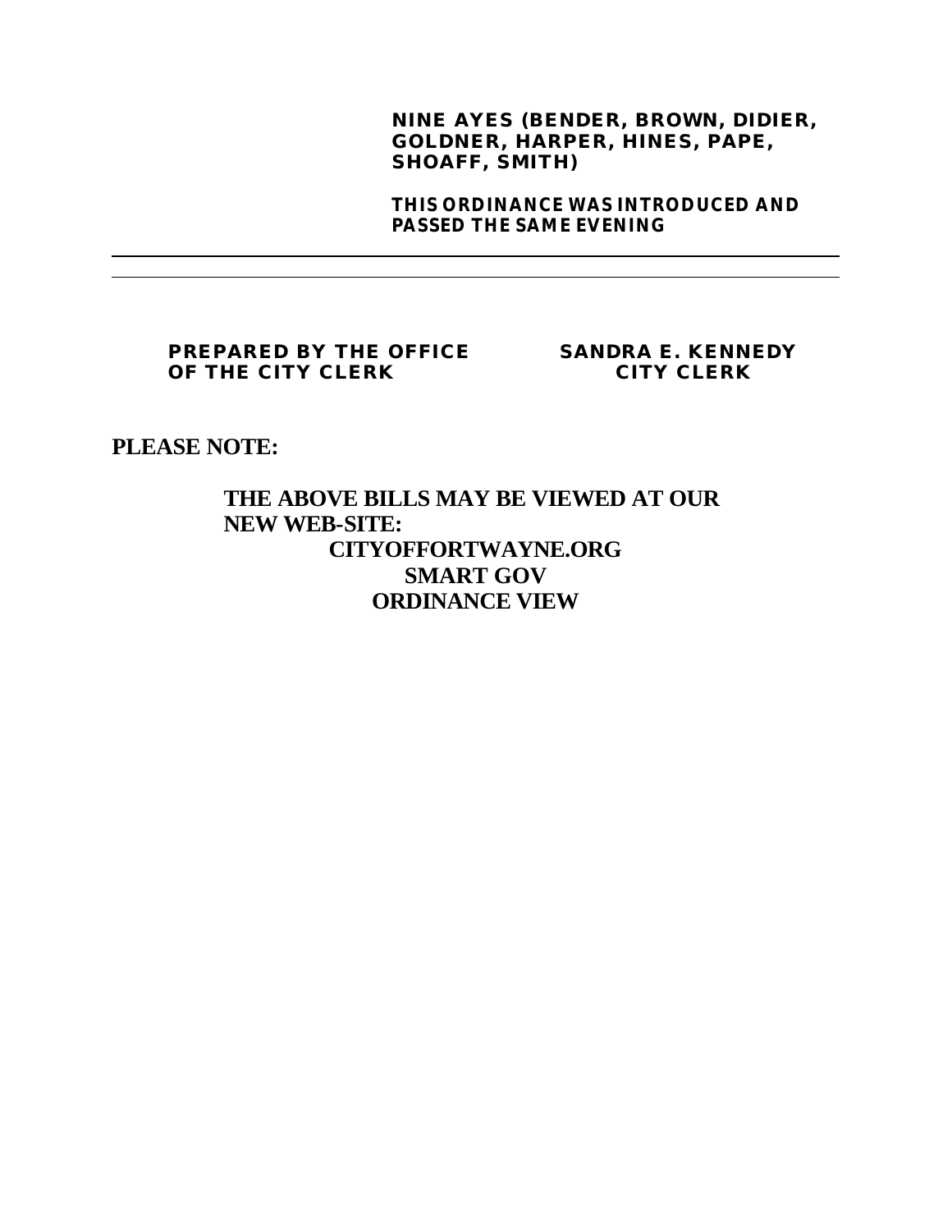**NINE AYES (BENDER, BROWN, DIDIER, GOLDNER, HARPER, HINES, PAPE, SHOAFF, SMITH)**

**THIS ORDINANCE WAS INTRODUCED AND PASSED THE SAME EVENING**

---

**PREPARED BY THE OFFICE OF THE CITY CLERK**

**SANDRA E. KENNEDY**
**CITY CLERK**

**PLEASE NOTE:**

**THE ABOVE BILLS MAY BE VIEWED AT OUR NEW WEB-SITE:**
**CITYOFFORTWAYNE.ORG**
**SMART GOV**
**ORDINANCE VIEW**